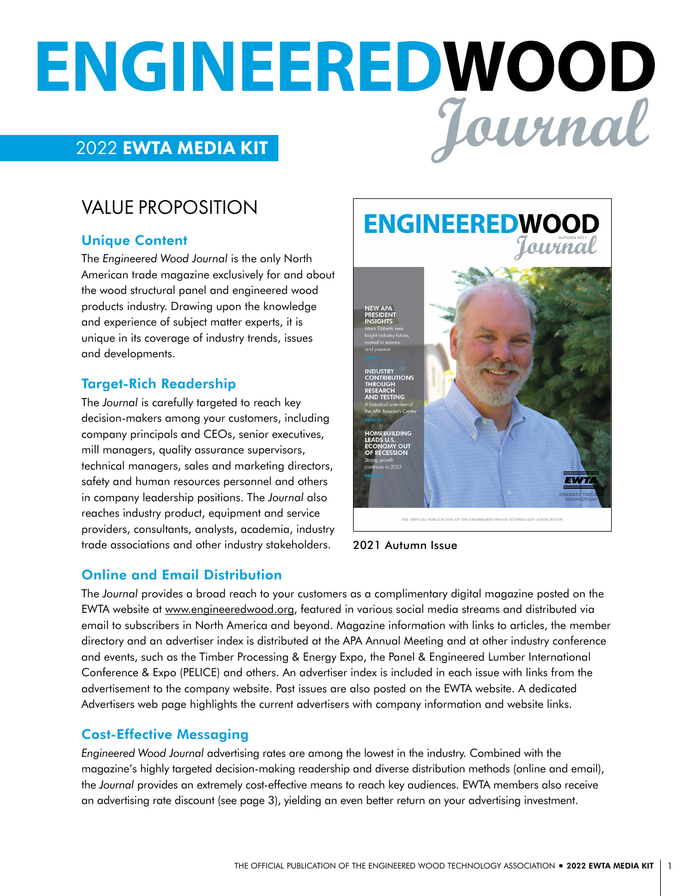# ENGINEERED WOOD Journal

## 2022 EWTA MEDIA KIT

## VALUE PROPOSITION

### Unique Content

The *Engineered Wood Journal* is the only North American trade magazine exclusively for and about the wood structural panel and engineered wood products industry. Drawing upon the knowledge and experience of subject matter experts, it is unique in its coverage of industry trends, issues and developments.

### Target-Rich Readership

The *Journal* is carefully targeted to reach key decision-makers among your customers, including company principals and CEOs, senior executives, mill managers, quality assurance supervisors, technical managers, sales and marketing directors, safety and human resources personnel and others in company leadership positions. The *Journal* also reaches industry product, equipment and service providers, consultants, analysts, academia, industry trade associations and other industry stakeholders.

2021 Autumn Issue

### Online and Email Distribution

The *Journal* provides a broad reach to your customers as a complimentary digital magazine posted on the EWTA website at www.engineeredwood.org, featured in various social media streams and distributed via email to subscribers in North America and beyond. Magazine information with links to articles, the member directory and an advertiser index is distributed at the APA Annual Meeting and at other industry conference and events, such as the Timber Processing & Energy Expo, the Panel & Engineered Lumber International Conference & Expo (PELICE) and others. An advertiser index is included in each issue with links from the advertisement to the company website. Past issues are also posted on the EWTA website. A dedicated Advertisers web page highlights the current advertisers with company information and website links.

### Cost-Effective Messaging

*Engineered Wood Journal* advertising rates are among the lowest in the industry. Combined with the magazine's highly targeted decision-making readership and diverse distribution methods (online and email), the *Journal* provides an extremely cost-effective means to reach key audiences. EWTA members also receive an advertising rate discount (see page 3), yielding an even better return on your advertising investment.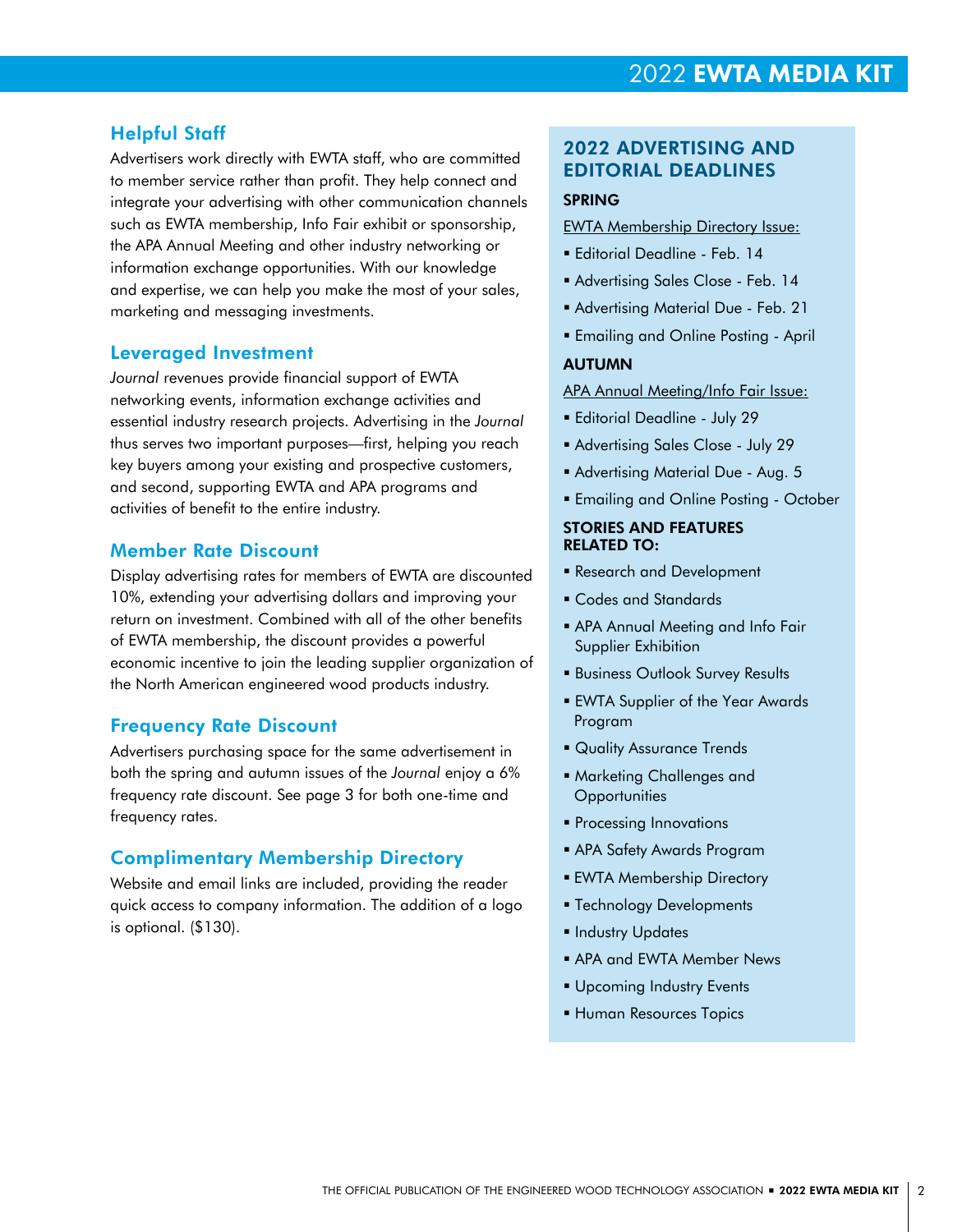## Helpful Staff

Advertisers work directly with EWTA staff, who are committed to member service rather than profit. They help connect and integrate your advertising with other communication channels such as EWTA membership, Info Fair exhibit or sponsorship, the APA Annual Meeting and other industry networking or information exchange opportunities. With our knowledge and expertise, we can help you make the most of your sales, marketing and messaging investments.

## Leveraged Investment

*Journal* revenues provide financial support of EWTA networking events, information exchange activities and essential industry research projects. Advertising in the *Journal* thus serves two important purposes—first, helping you reach key buyers among your existing and prospective customers, and second, supporting EWTA and APA programs and activities of benefit to the entire industry.

## Member Rate Discount

Display advertising rates for members of EWTA are discounted 10%, extending your advertising dollars and improving your return on investment. Combined with all of the other benefits of EWTA membership, the discount provides a powerful economic incentive to join the leading supplier organization of the North American engineered wood products industry.

## Frequency Rate Discount

Advertisers purchasing space for the same advertisement in both the spring and autumn issues of the *Journal* enjoy a 6% frequency rate discount. See page 3 for both one-time and frequency rates.

## Complimentary Membership Directory

Website and email links are included, providing the reader quick access to company information. The addition of a logo is optional. ($130).

## 2022 ADVERTISING AND EDITORIAL DEADLINES

### SPRING

EWTA Membership Directory Issue:

- Editorial Deadline - Feb. 14
- Advertising Sales Close - Feb. 14
- Advertising Material Due - Feb. 21
- Emailing and Online Posting - April

### AUTUMN

APA Annual Meeting/Info Fair Issue:

- Editorial Deadline - July 29
- Advertising Sales Close - July 29
- Advertising Material Due - Aug. 5
- Emailing and Online Posting - October

### STORIES AND FEATURES RELATED TO:

- Research and Development
- Codes and Standards
- APA Annual Meeting and Info Fair Supplier Exhibition
- Business Outlook Survey Results
- EWTA Supplier of the Year Awards Program
- Quality Assurance Trends
- Marketing Challenges and Opportunities
- Processing Innovations
- APA Safety Awards Program
- EWTA Membership Directory
- Technology Developments
- Industry Updates
- APA and EWTA Member News
- Upcoming Industry Events
- Human Resources Topics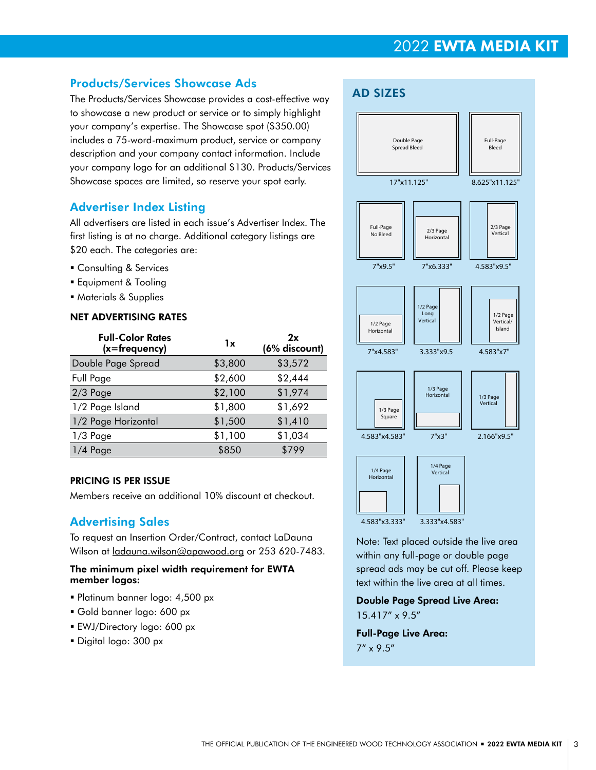## Products/Services Showcase Ads

The Products/Services Showcase provides a cost-effective way to showcase a new product or service or to simply highlight your company's expertise. The Showcase spot ($350.00) includes a 75-word-maximum product, service or company description and your company contact information. Include your company logo for an additional $130. Products/Services Showcase spaces are limited, so reserve your spot early.

## Advertiser Index Listing

All advertisers are listed in each issue's Advertiser Index. The first listing is at no charge. Additional category listings are $20 each. The categories are:

- Consulting & Services
- Equipment & Tooling
- Materials & Supplies

### NET ADVERTISING RATES

| Full-Color Rates (x=frequency) | 1x | 2x (6% discount) |
|---|---|---|
| Double Page Spread | $3,800 | $3,572 |
| Full Page | $2,600 | $2,444 |
| 2/3 Page | $2,100 | $1,974 |
| 1/2 Page Island | $1,800 | $1,692 |
| 1/2 Page Horizontal | $1,500 | $1,410 |
| 1/3 Page | $1,100 | $1,034 |
| 1/4 Page | $850 | $799 |

### PRICING IS PER ISSUE

Members receive an additional 10% discount at checkout.

## Advertising Sales

To request an Insertion Order/Contract, contact LaDauna Wilson at ladauna.wilson@apawood.org or 253 620-7483.

**The minimum pixel width requirement for EWTA member logos:**

- Platinum banner logo: 4,500 px
- Gold banner logo: 600 px
- EWJ/Directory logo: 600 px
- Digital logo: 300 px

## AD SIZES

- Double Page Spread Bleed: 17"x11.125"
- Full-Page Bleed: 8.625"x11.125"
- Full-Page No Bleed: 7"x9.5"
- 2/3 Page Horizontal: 7"x6.333"
- 2/3 Page Vertical: 4.583"x9.5"
- 1/2 Page Horizontal: 7"x4.583"
- 1/2 Page Long Vertical: 3.333"x9.5
- 1/2 Page Vertical/Island: 4.583"x7"
- 1/3 Page Square: 4.583"x4.583"
- 1/3 Page Horizontal: 7"x3"
- 1/3 Page Vertical: 2.166"x9.5"
- 1/4 Page Horizontal: 4.583"x3.333"
- 1/4 Page Vertical: 3.333"x4.583"

Note: Text placed outside the live area within any full-page or double page spread ads may be cut off. Please keep text within the live area at all times.

**Double Page Spread Live Area:**
15.417" x 9.5"

**Full-Page Live Area:**
7" x 9.5"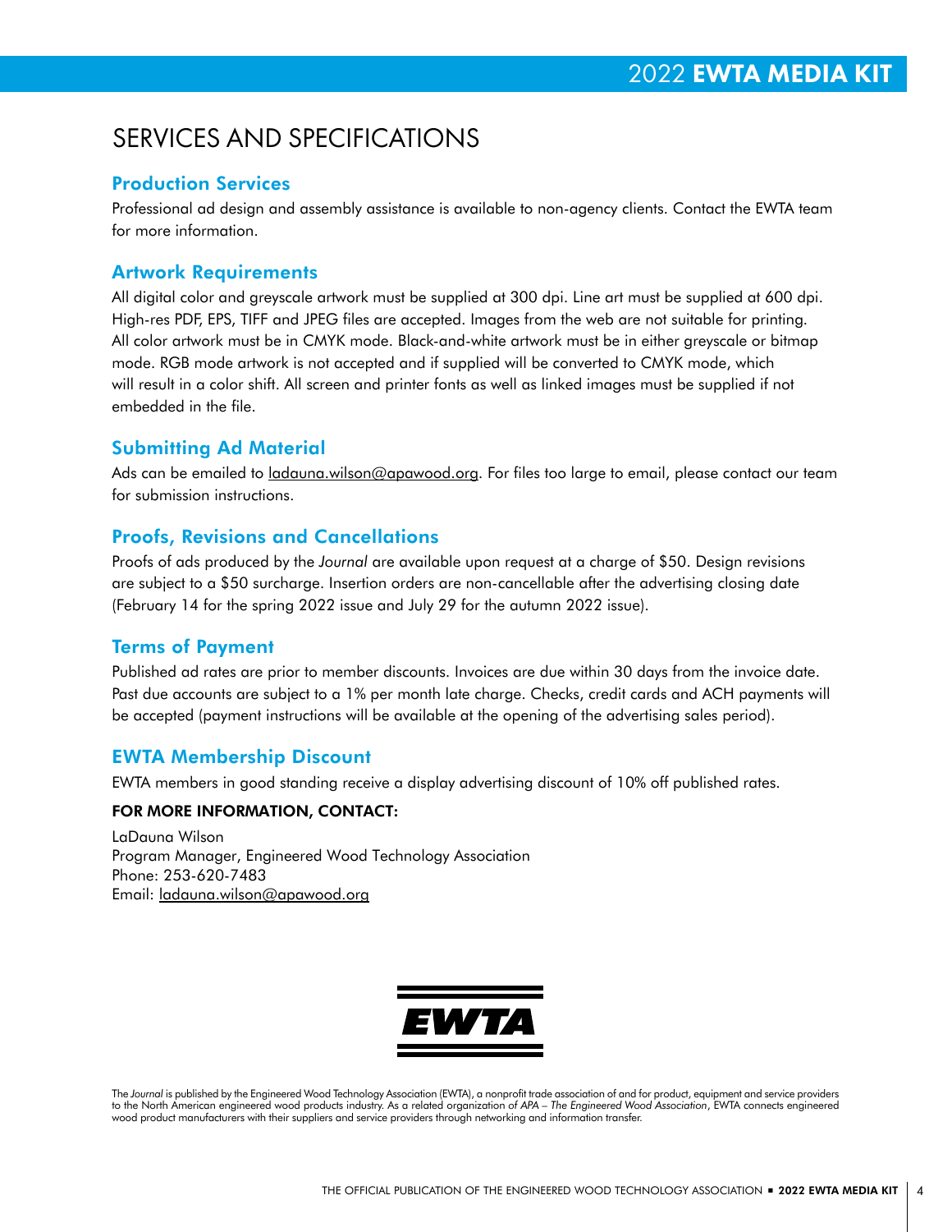# SERVICES AND SPECIFICATIONS

## Production Services

Professional ad design and assembly assistance is available to non-agency clients. Contact the EWTA team for more information.

## Artwork Requirements

All digital color and greyscale artwork must be supplied at 300 dpi. Line art must be supplied at 600 dpi. High-res PDF, EPS, TIFF and JPEG files are accepted. Images from the web are not suitable for printing. All color artwork must be in CMYK mode. Black-and-white artwork must be in either greyscale or bitmap mode. RGB mode artwork is not accepted and if supplied will be converted to CMYK mode, which will result in a color shift. All screen and printer fonts as well as linked images must be supplied if not embedded in the file.

## Submitting Ad Material

Ads can be emailed to ladauna.wilson@apawood.org. For files too large to email, please contact our team for submission instructions.

## Proofs, Revisions and Cancellations

Proofs of ads produced by the *Journal* are available upon request at a charge of $50. Design revisions are subject to a $50 surcharge. Insertion orders are non-cancellable after the advertising closing date (February 14 for the spring 2022 issue and July 29 for the autumn 2022 issue).

## Terms of Payment

Published ad rates are prior to member discounts. Invoices are due within 30 days from the invoice date. Past due accounts are subject to a 1% per month late charge. Checks, credit cards and ACH payments will be accepted (payment instructions will be available at the opening of the advertising sales period).

## EWTA Membership Discount

EWTA members in good standing receive a display advertising discount of 10% off published rates.

**FOR MORE INFORMATION, CONTACT:**

LaDauna Wilson
Program Manager, Engineered Wood Technology Association
Phone: 253-620-7483
Email: ladauna.wilson@apawood.org

EWTA

The *Journal* is published by the Engineered Wood Technology Association (EWTA), a nonprofit trade association of and for product, equipment and service providers to the North American engineered wood products industry. As a related organization of *APA – The Engineered Wood Association*, EWTA connects engineered wood product manufacturers with their suppliers and service providers through networking and information transfer.